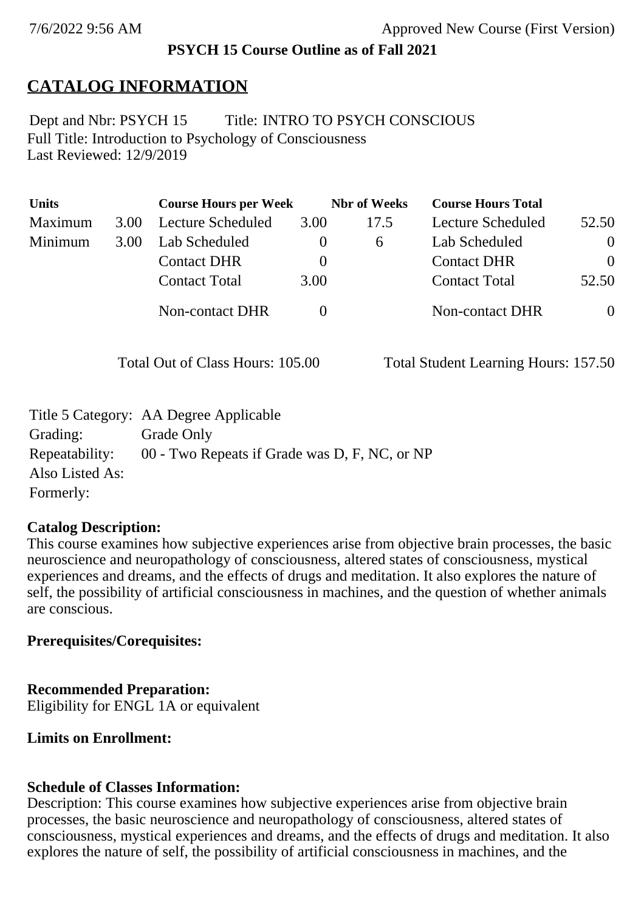7/6/2022 9:56 AM Approved New Course (First Version)

**PSYCH 15 Course Outline as of Fall 2021**

# CATALOG INFORMATION

Dept and Nbr: PSYCH 15 Title: INTRO TO PSYCH CONSCIOUS
Full Title: Introduction to Psychology of Consciousness
Last Reviewed: 12/9/2019

| Units | | Course Hours per Week | | Nbr of Weeks | Course Hours Total | |
|---|---|---|---|---|---|---|
| Maximum | 3.00 | Lecture Scheduled | 3.00 | 17.5 | Lecture Scheduled | 52.50 |
| Minimum | 3.00 | Lab Scheduled | 0 | 6 | Lab Scheduled | 0 |
| | | Contact DHR | 0 | | Contact DHR | 0 |
| | | Contact Total | 3.00 | | Contact Total | 52.50 |
| | | Non-contact DHR | 0 | | Non-contact DHR | 0 |

Total Out of Class Hours: 105.00 Total Student Learning Hours: 157.50

Title 5 Category: AA Degree Applicable
Grading: Grade Only
Repeatability: 00 - Two Repeats if Grade was D, F, NC, or NP
Also Listed As:
Formerly:

**Catalog Description:**
This course examines how subjective experiences arise from objective brain processes, the basic neuroscience and neuropathology of consciousness, altered states of consciousness, mystical experiences and dreams, and the effects of drugs and meditation. It also explores the nature of self, the possibility of artificial consciousness in machines, and the question of whether animals are conscious.

**Prerequisites/Corequisites:**

**Recommended Preparation:**
Eligibility for ENGL 1A or equivalent

**Limits on Enrollment:**

**Schedule of Classes Information:**
Description: This course examines how subjective experiences arise from objective brain processes, the basic neuroscience and neuropathology of consciousness, altered states of consciousness, mystical experiences and dreams, and the effects of drugs and meditation. It also explores the nature of self, the possibility of artificial consciousness in machines, and the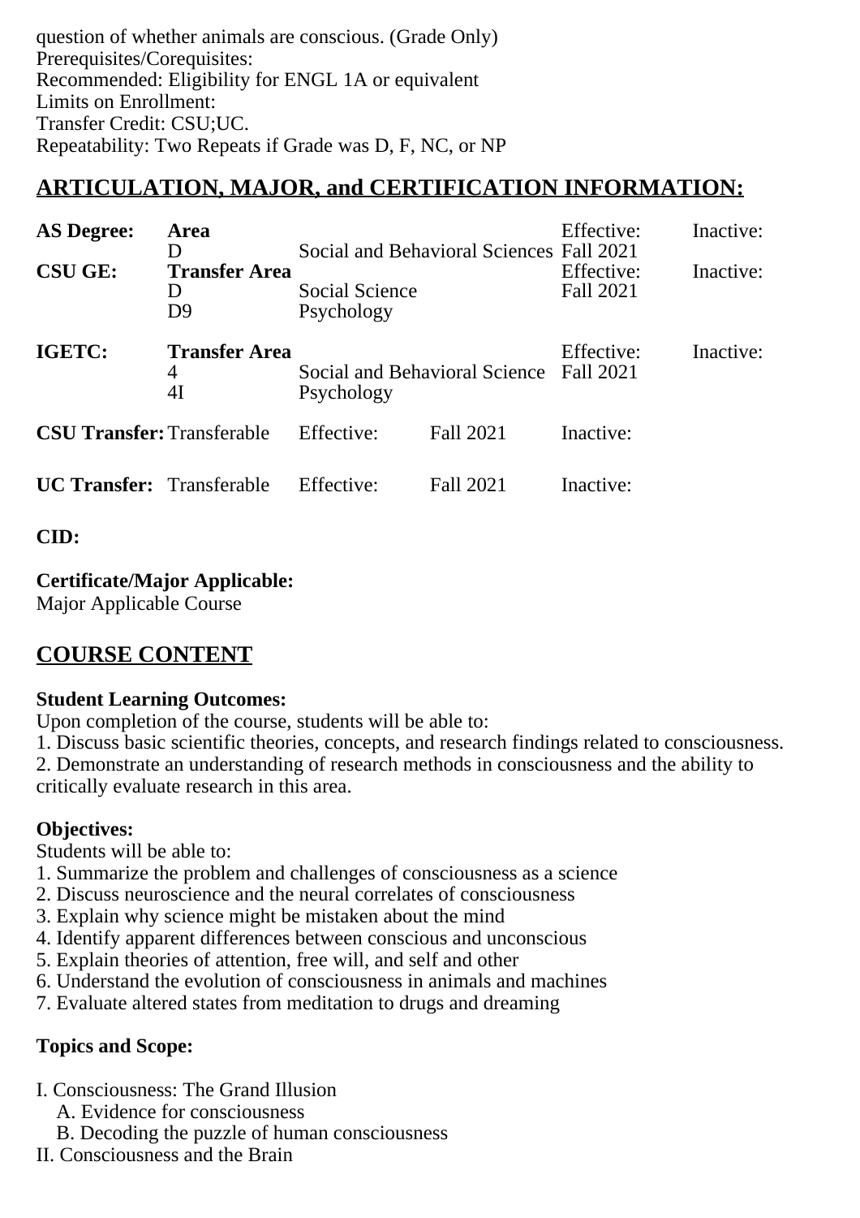question of whether animals are conscious. (Grade Only)
Prerequisites/Corequisites:
Recommended: Eligibility for ENGL 1A or equivalent
Limits on Enrollment:
Transfer Credit: CSU;UC.
Repeatability: Two Repeats if Grade was D, F, NC, or NP

## ARTICULATION, MAJOR, and CERTIFICATION INFORMATION:

| | | | | |
|---|---|---|---|---|
| **AS Degree:** | **Area** | | Effective: | Inactive: |
| | D | Social and Behavioral Sciences | Fall 2021 | |
| **CSU GE:** | **Transfer Area** | | Effective: | Inactive: |
| | D | Social Science | Fall 2021 | |
| | D9 | Psychology | | |
| **IGETC:** | **Transfer Area** | | Effective: | Inactive: |
| | 4 | Social and Behavioral Science | Fall 2021 | |
| | 4I | Psychology | | |

| | | | | |
|---|---|---|---|---|
| **CSU Transfer:** | Transferable | Effective: | Fall 2021 | Inactive: |
| **UC Transfer:** | Transferable | Effective: | Fall 2021 | Inactive: |

**CID:**

**Certificate/Major Applicable:**
Major Applicable Course

## COURSE CONTENT

**Student Learning Outcomes:**
Upon completion of the course, students will be able to:
1. Discuss basic scientific theories, concepts, and research findings related to consciousness.
2. Demonstrate an understanding of research methods in consciousness and the ability to critically evaluate research in this area.

**Objectives:**
Students will be able to:
1. Summarize the problem and challenges of consciousness as a science
2. Discuss neuroscience and the neural correlates of consciousness
3. Explain why science might be mistaken about the mind
4. Identify apparent differences between conscious and unconscious
5. Explain theories of attention, free will, and self and other
6. Understand the evolution of consciousness in animals and machines
7. Evaluate altered states from meditation to drugs and dreaming

**Topics and Scope:**

I. Consciousness: The Grand Illusion
   A. Evidence for consciousness
   B. Decoding the puzzle of human consciousness
II. Consciousness and the Brain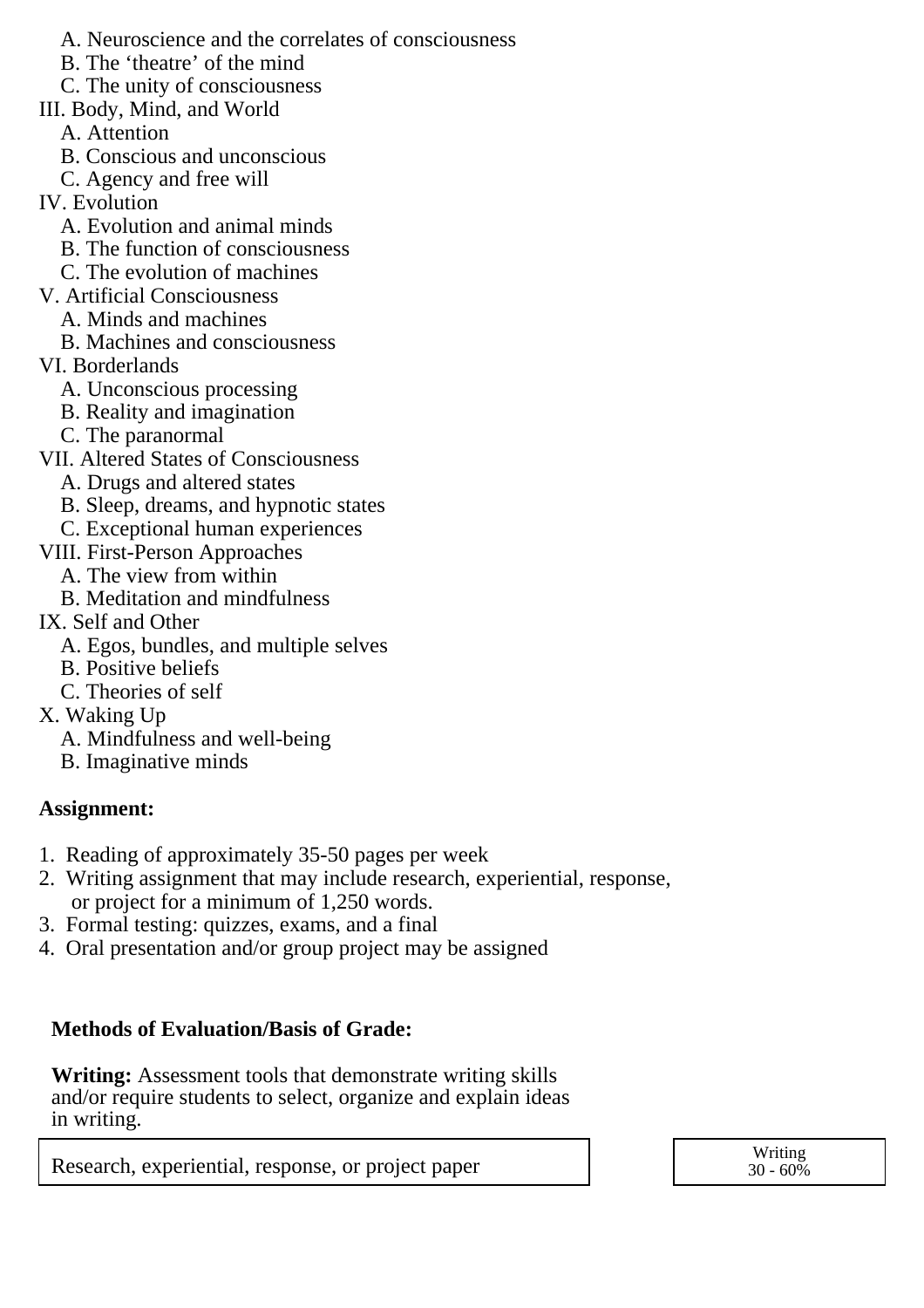A. Neuroscience and the correlates of consciousness
   B. The 'theatre' of the mind
   C. The unity of consciousness

III. Body, Mind, and World
   A. Attention
   B. Conscious and unconscious
   C. Agency and free will

IV. Evolution
   A. Evolution and animal minds
   B. The function of consciousness
   C. The evolution of machines

V. Artificial Consciousness
   A. Minds and machines
   B. Machines and consciousness

VI. Borderlands
   A. Unconscious processing
   B. Reality and imagination
   C. The paranormal

VII. Altered States of Consciousness
   A. Drugs and altered states
   B. Sleep, dreams, and hypnotic states
   C. Exceptional human experiences

VIII. First-Person Approaches
   A. The view from within
   B. Meditation and mindfulness

IX. Self and Other
   A. Egos, bundles, and multiple selves
   B. Positive beliefs
   C. Theories of self

X. Waking Up
   A. Mindfulness and well-being
   B. Imaginative minds

**Assignment:**

1. Reading of approximately 35-50 pages per week
2. Writing assignment that may include research, experiential, response, or project for a minimum of 1,250 words.
3. Formal testing: quizzes, exams, and a final
4. Oral presentation and/or group project may be assigned

**Methods of Evaluation/Basis of Grade:**

**Writing:** Assessment tools that demonstrate writing skills and/or require students to select, organize and explain ideas in writing.

| Research, experiential, response, or project paper | Writing 30 - 60% |
|---|---|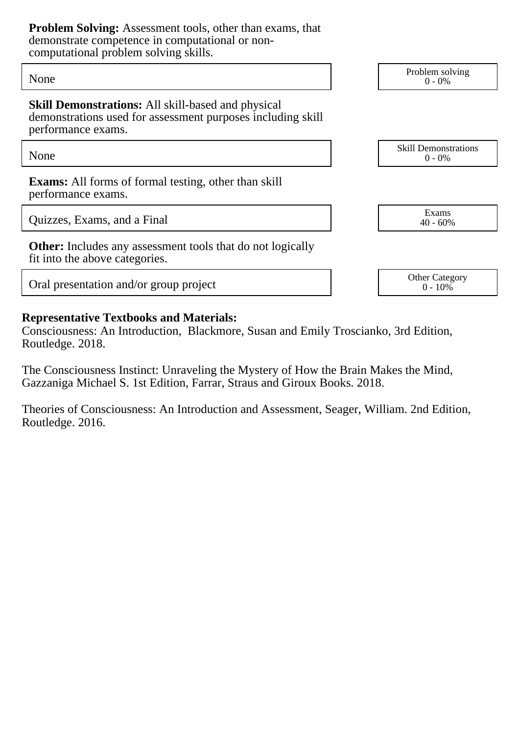**Problem Solving:** Assessment tools, other than exams, that demonstrate competence in computational or non-computational problem solving skills.

| | |
|---|---|
| None | Problem solving<br>0 - 0% |

**Skill Demonstrations:** All skill-based and physical demonstrations used for assessment purposes including skill performance exams.

| | |
|---|---|
| None | Skill Demonstrations<br>0 - 0% |

**Exams:** All forms of formal testing, other than skill performance exams.

| | |
|---|---|
| Quizzes, Exams, and a Final | Exams<br>40 - 60% |

**Other:** Includes any assessment tools that do not logically fit into the above categories.

| | |
|---|---|
| Oral presentation and/or group project | Other Category<br>0 - 10% |

**Representative Textbooks and Materials:**

Consciousness: An Introduction, Blackmore, Susan and Emily Troscianko, 3rd Edition, Routledge. 2018.

The Consciousness Instinct: Unraveling the Mystery of How the Brain Makes the Mind, Gazzaniga Michael S. 1st Edition, Farrar, Straus and Giroux Books. 2018.

Theories of Consciousness: An Introduction and Assessment, Seager, William. 2nd Edition, Routledge. 2016.